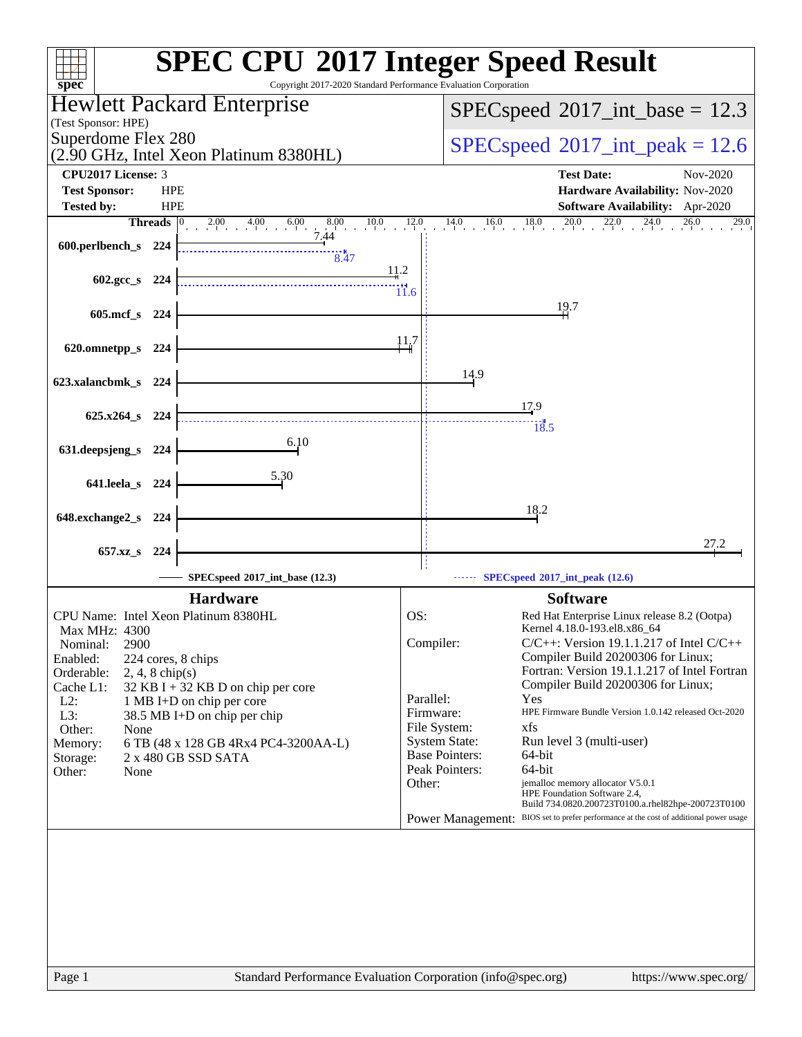# SPEC CPU 2017 Integer Speed Result

Copyright 2017-2020 Standard Performance Evaluation Corporation

## Hewlett Packard Enterprise

(Test Sponsor: HPE)

Superdome Flex 280
(2.90 GHz, Intel Xeon Platinum 8380HL)

**SPECspeed 2017_int_base = 12.3**

**SPECspeed 2017_int_peak = 12.6**

| | | | |
|---|---|---|---|
| **CPU2017 License:** | 3 | **Test Date:** | Nov-2020 |
| **Test Sponsor:** | HPE | **Hardware Availability:** | Nov-2020 |
| **Tested by:** | HPE | **Software Availability:** | Apr-2020 |

| Benchmark | Threads | Base | Peak |
|---|---|---|---|
| 600.perlbench_s | 224 | 7.44 | 8.47 |
| 602.gcc_s | 224 | 11.2 | 11.6 |
| 605.mcf_s | 224 | 19.7 | |
| 620.omnetpp_s | 224 | 11.7 | |
| 623.xalancbmk_s | 224 | 14.9 | |
| 625.x264_s | 224 | 17.9 | 18.5 |
| 631.deepsjeng_s | 224 | 6.10 | |
| 641.leela_s | 224 | 5.30 | |
| 648.exchange2_s | 224 | 18.2 | |
| 657.xz_s | 224 | 27.2 | |

SPECspeed 2017_int_base (12.3) ------ SPECspeed 2017_int_peak (12.6)

## Hardware

- CPU Name: Intel Xeon Platinum 8380HL
- Max MHz: 4300
- Nominal: 2900
- Enabled: 224 cores, 8 chips
- Orderable: 2, 4, 8 chip(s)
- Cache L1: 32 KB I + 32 KB D on chip per core
- L2: 1 MB I+D on chip per core
- L3: 38.5 MB I+D on chip per chip
- Other: None
- Memory: 6 TB (48 x 128 GB 4Rx4 PC4-3200AA-L)
- Storage: 2 x 480 GB SSD SATA
- Other: None

## Software

- OS: Red Hat Enterprise Linux release 8.2 (Ootpa) Kernel 4.18.0-193.el8.x86_64
- Compiler: C/C++: Version 19.1.1.217 of Intel C/C++ Compiler Build 20200306 for Linux; Fortran: Version 19.1.1.217 of Intel Fortran Compiler Build 20200306 for Linux;
- Parallel: Yes
- Firmware: HPE Firmware Bundle Version 1.0.142 released Oct-2020
- File System: xfs
- System State: Run level 3 (multi-user)
- Base Pointers: 64-bit
- Peak Pointers: 64-bit
- Other: jemalloc memory allocator V5.0.1 HPE Foundation Software 2.4, Build 734.0820.200723T0100.a.rhel82hpe-200723T0100
- Power Management: BIOS set to prefer performance at the cost of additional power usage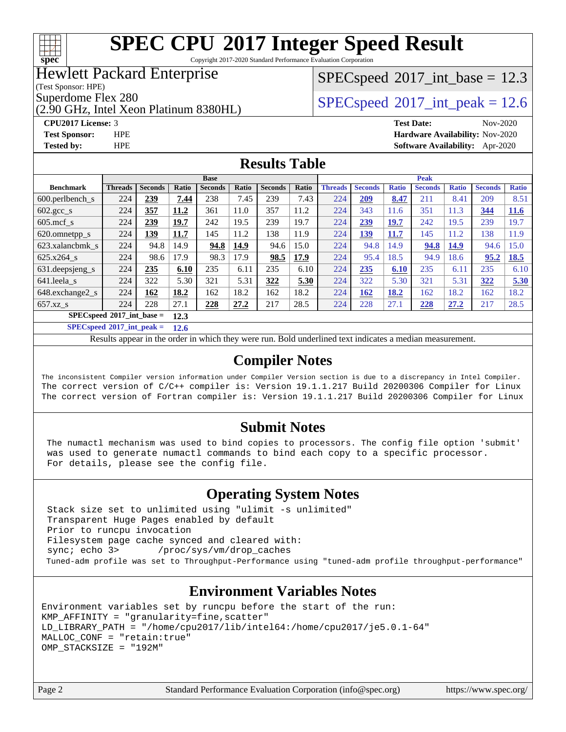# SPEC CPU 2017 Integer Speed Result

Copyright 2017-2020 Standard Performance Evaluation Corporation

**Hewlett Packard Enterprise**
(Test Sponsor: HPE)
Superdome Flex 280
(2.90 GHz, Intel Xeon Platinum 8380HL)

SPECspeed 2017_int_base = 12.3

SPECspeed 2017_int_peak = 12.6

**CPU2017 License:** 3
**Test Sponsor:** HPE
**Tested by:** HPE

**Test Date:** Nov-2020
**Hardware Availability:** Nov-2020
**Software Availability:** Apr-2020

## Results Table

| | Base | | | | | | | Peak | | | | | | |
|---|---|---|---|---|---|---|---|---|---|---|---|---|---|---|
| **Benchmark** | **Threads** | **Seconds** | **Ratio** | **Seconds** | **Ratio** | **Seconds** | **Ratio** | **Threads** | **Seconds** | **Ratio** | **Seconds** | **Ratio** | **Seconds** | **Ratio** |
| 600.perlbench_s | 224 | **239** | **7.44** | 238 | 7.45 | 239 | 7.43 | 224 | **209** | **8.47** | 211 | 8.41 | 209 | 8.51 |
| 602.gcc_s | 224 | **357** | **11.2** | 361 | 11.0 | 357 | 11.2 | 224 | 343 | 11.6 | 351 | 11.3 | **344** | **11.6** |
| 605.mcf_s | 224 | **239** | **19.7** | 242 | 19.5 | 239 | 19.7 | 224 | **239** | **19.7** | 242 | 19.5 | 239 | 19.7 |
| 620.omnetpp_s | 224 | **139** | **11.7** | 145 | 11.2 | 138 | 11.9 | 224 | **139** | **11.7** | 145 | 11.2 | 138 | 11.9 |
| 623.xalancbmk_s | 224 | 94.8 | 14.9 | **94.8** | **14.9** | 94.6 | 15.0 | 224 | 94.8 | 14.9 | **94.8** | **14.9** | 94.6 | 15.0 |
| 625.x264_s | 224 | 98.6 | 17.9 | 98.3 | 17.9 | **98.5** | **17.9** | 224 | 95.4 | 18.5 | 94.9 | 18.6 | **95.2** | **18.5** |
| 631.deepsjeng_s | 224 | **235** | **6.10** | 235 | 6.11 | 235 | 6.10 | 224 | **235** | **6.10** | 235 | 6.11 | 235 | 6.10 |
| 641.leela_s | 224 | 322 | 5.30 | 321 | 5.31 | **322** | **5.30** | 224 | 322 | 5.30 | 321 | 5.31 | **322** | **5.30** |
| 648.exchange2_s | 224 | **162** | **18.2** | 162 | 18.2 | 162 | 18.2 | 224 | **162** | **18.2** | 162 | 18.2 | 162 | 18.2 |
| 657.xz_s | 224 | 228 | 27.1 | **228** | **27.2** | 217 | 28.5 | 224 | 228 | 27.1 | **228** | **27.2** | 217 | 28.5 |

**SPECspeed 2017_int_base =** **12.3**

**SPECspeed 2017_int_peak =** **12.6**

Results appear in the order in which they were run. Bold underlined text indicates a median measurement.

## Compiler Notes

The inconsistent Compiler version information under Compiler Version section is due to a discrepancy in Intel Compiler.
The correct version of C/C++ compiler is: Version 19.1.1.217 Build 20200306 Compiler for Linux
The correct version of Fortran compiler is: Version 19.1.1.217 Build 20200306 Compiler for Linux

## Submit Notes

The numactl mechanism was used to bind copies to processors. The config file option 'submit' was used to generate numactl commands to bind each copy to a specific processor. For details, please see the config file.

## Operating System Notes

```
Stack size set to unlimited using "ulimit -s unlimited"
Transparent Huge Pages enabled by default
Prior to runcpu invocation
Filesystem page cache synced and cleared with:
sync; echo 3>       /proc/sys/vm/drop_caches
Tuned-adm profile was set to Throughput-Performance using "tuned-adm profile throughput-performance"
```

## Environment Variables Notes

```
Environment variables set by runcpu before the start of the run:
KMP_AFFINITY = "granularity=fine,scatter"
LD_LIBRARY_PATH = "/home/cpu2017/lib/intel64:/home/cpu2017/je5.0.1-64"
MALLOC_CONF = "retain:true"
OMP_STACKSIZE = "192M"
```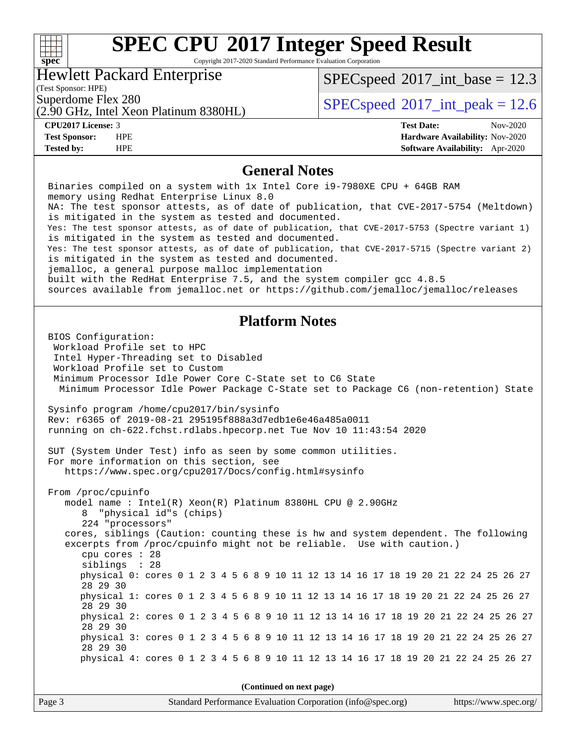# SPEC CPU 2017 Integer Speed Result

Copyright 2017-2020 Standard Performance Evaluation Corporation

**Hewlett Packard Enterprise**
(Test Sponsor: HPE)
Superdome Flex 280
(2.90 GHz, Intel Xeon Platinum 8380HL)

SPECspeed 2017_int_base = 12.3
SPECspeed 2017_int_peak = 12.6

| | | | |
|---|---|---|---|
| **CPU2017 License:** | 3 | **Test Date:** | Nov-2020 |
| **Test Sponsor:** | HPE | **Hardware Availability:** | Nov-2020 |
| **Tested by:** | HPE | **Software Availability:** | Apr-2020 |

## General Notes

```
Binaries compiled on a system with 1x Intel Core i9-7980XE CPU + 64GB RAM
memory using Redhat Enterprise Linux 8.0
NA: The test sponsor attests, as of date of publication, that CVE-2017-5754 (Meltdown)
is mitigated in the system as tested and documented.
Yes: The test sponsor attests, as of date of publication, that CVE-2017-5753 (Spectre variant 1)
is mitigated in the system as tested and documented.
Yes: The test sponsor attests, as of date of publication, that CVE-2017-5715 (Spectre variant 2)
is mitigated in the system as tested and documented.
jemalloc, a general purpose malloc implementation
built with the RedHat Enterprise 7.5, and the system compiler gcc 4.8.5
sources available from jemalloc.net or https://github.com/jemalloc/jemalloc/releases
```

## Platform Notes

```
BIOS Configuration:
 Workload Profile set to HPC
 Intel Hyper-Threading set to Disabled
 Workload Profile set to Custom
 Minimum Processor Idle Power Core C-State set to C6 State
  Minimum Processor Idle Power Package C-State set to Package C6 (non-retention) State

Sysinfo program /home/cpu2017/bin/sysinfo
Rev: r6365 of 2019-08-21 295195f888a3d7edb1e6e46a485a0011
running on ch-622.fchst.rdlabs.hpecorp.net Tue Nov 10 11:43:54 2020

SUT (System Under Test) info as seen by some common utilities.
For more information on this section, see
   https://www.spec.org/cpu2017/Docs/config.html#sysinfo

From /proc/cpuinfo
   model name : Intel(R) Xeon(R) Platinum 8380HL CPU @ 2.90GHz
      8  "physical id"s (chips)
      224 "processors"
   cores, siblings (Caution: counting these is hw and system dependent. The following
   excerpts from /proc/cpuinfo might not be reliable.  Use with caution.)
      cpu cores : 28
      siblings  : 28
      physical 0: cores 0 1 2 3 4 5 6 8 9 10 11 12 13 14 16 17 18 19 20 21 22 24 25 26 27
      28 29 30
      physical 1: cores 0 1 2 3 4 5 6 8 9 10 11 12 13 14 16 17 18 19 20 21 22 24 25 26 27
      28 29 30
      physical 2: cores 0 1 2 3 4 5 6 8 9 10 11 12 13 14 16 17 18 19 20 21 22 24 25 26 27
      28 29 30
      physical 3: cores 0 1 2 3 4 5 6 8 9 10 11 12 13 14 16 17 18 19 20 21 22 24 25 26 27
      28 29 30
      physical 4: cores 0 1 2 3 4 5 6 8 9 10 11 12 13 14 16 17 18 19 20 21 22 24 25 26 27
```

**(Continued on next page)**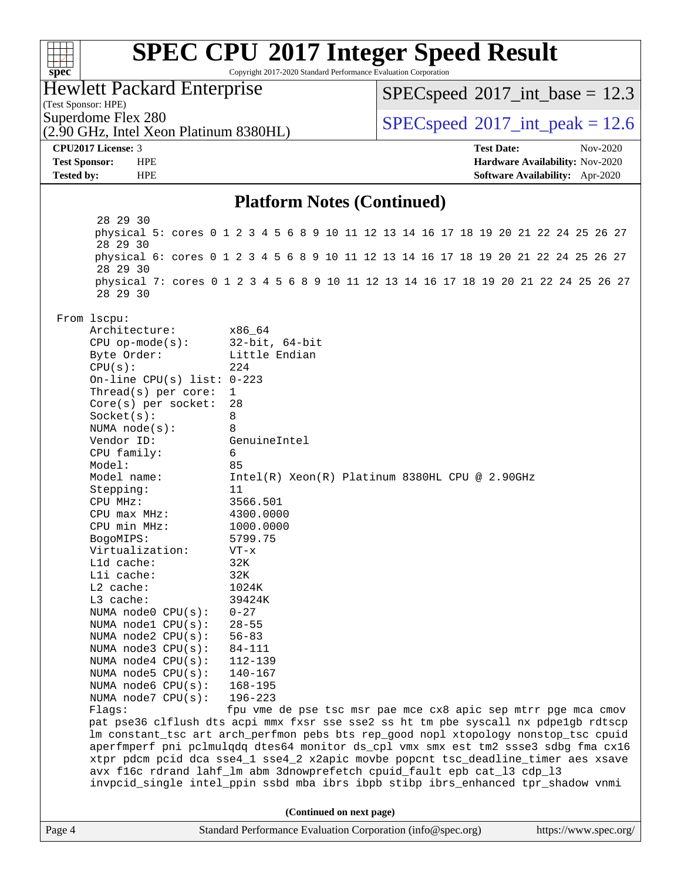## Platform Notes (Continued)

```
     28 29 30
     physical 5: cores 0 1 2 3 4 5 6 8 9 10 11 12 13 14 16 17 18 19 20 21 22 24 25 26 27
     28 29 30
     physical 6: cores 0 1 2 3 4 5 6 8 9 10 11 12 13 14 16 17 18 19 20 21 22 24 25 26 27
     28 29 30
     physical 7: cores 0 1 2 3 4 5 6 8 9 10 11 12 13 14 16 17 18 19 20 21 22 24 25 26 27
     28 29 30

From lscpu:
     Architecture:          x86_64
     CPU op-mode(s):        32-bit, 64-bit
     Byte Order:            Little Endian
     CPU(s):                224
     On-line CPU(s) list:   0-223
     Thread(s) per core:    1
     Core(s) per socket:    28
     Socket(s):             8
     NUMA node(s):          8
     Vendor ID:             GenuineIntel
     CPU family:            6
     Model:                 85
     Model name:            Intel(R) Xeon(R) Platinum 8380HL CPU @ 2.90GHz
     Stepping:              11
     CPU MHz:               3566.501
     CPU max MHz:           4300.0000
     CPU min MHz:           1000.0000
     BogoMIPS:              5799.75
     Virtualization:        VT-x
     L1d cache:             32K
     L1i cache:             32K
     L2 cache:              1024K
     L3 cache:              39424K
     NUMA node0 CPU(s):     0-27
     NUMA node1 CPU(s):     28-55
     NUMA node2 CPU(s):     56-83
     NUMA node3 CPU(s):     84-111
     NUMA node4 CPU(s):     112-139
     NUMA node5 CPU(s):     140-167
     NUMA node6 CPU(s):     168-195
     NUMA node7 CPU(s):     196-223
     Flags:                 fpu vme de pse tsc msr pae mce cx8 apic sep mtrr pge mca cmov
     pat pse36 clflush dts acpi mmx fxsr sse sse2 ss ht tm pbe syscall nx pdpe1gb rdtscp
     lm constant_tsc art arch_perfmon pebs bts rep_good nopl xtopology nonstop_tsc cpuid
     aperfmperf pni pclmulqdq dtes64 monitor ds_cpl vmx smx est tm2 ssse3 sdbg fma cx16
     xtpr pdcm pcid dca sse4_1 sse4_2 x2apic movbe popcnt tsc_deadline_timer aes xsave
     avx f16c rdrand lahf_lm abm 3dnowprefetch cpuid_fault epb cat_l3 cdp_l3
     invpcid_single intel_ppin ssbd mba ibrs ibpb stibp ibrs_enhanced tpr_shadow vnmi
```

(Continued on next page)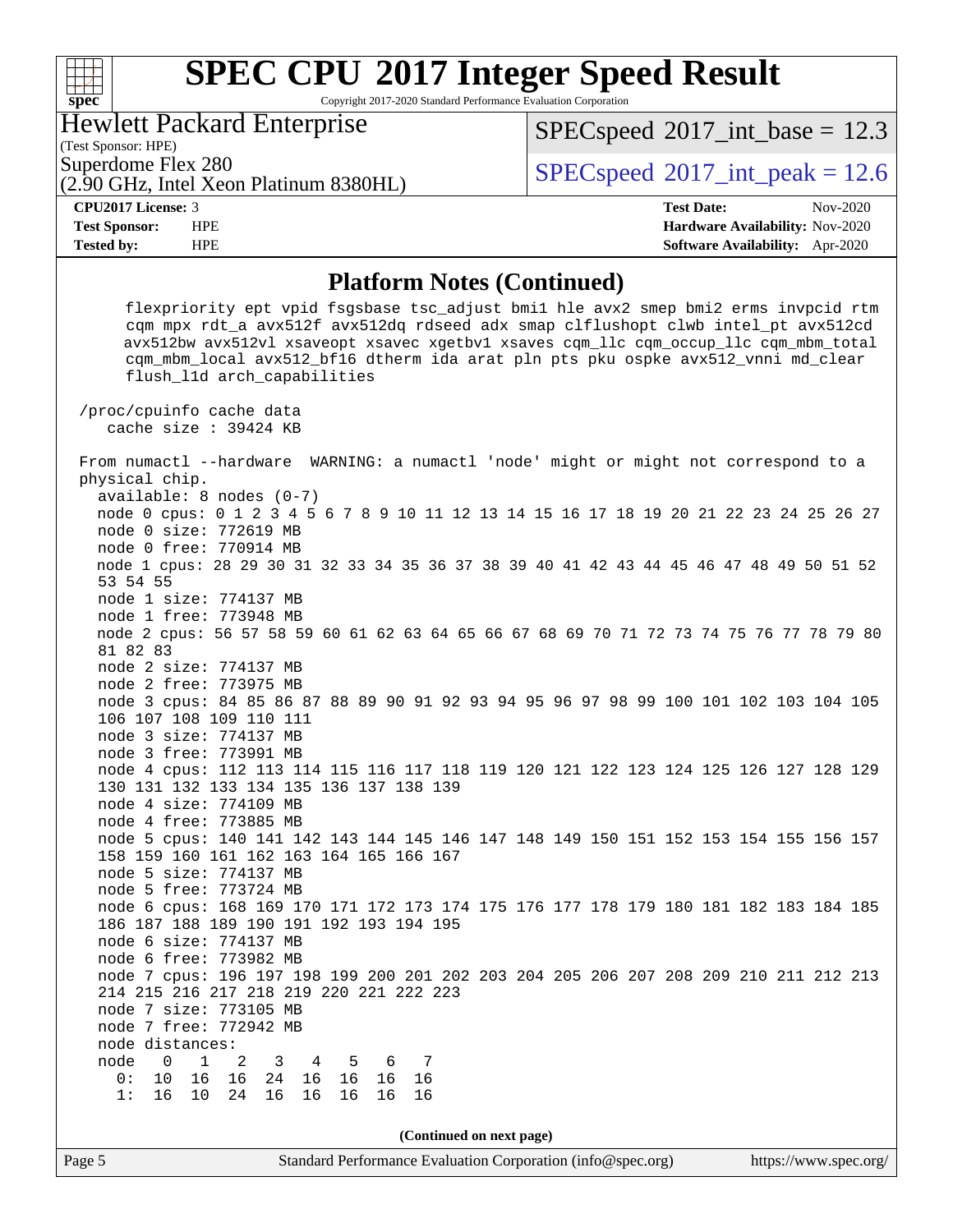## Platform Notes (Continued)

```
     flexpriority ept vpid fsgsbase tsc_adjust bmi1 hle avx2 smep bmi2 erms invpcid rtm
     cqm mpx rdt_a avx512f avx512dq rdseed adx smap clflushopt clwb intel_pt avx512cd
     avx512bw avx512vl xsaveopt xsavec xgetbv1 xsaves cqm_llc cqm_occup_llc cqm_mbm_total
     cqm_mbm_local avx512_bf16 dtherm ida arat pln pts pku ospke avx512_vnni md_clear
     flush_l1d arch_capabilities

 /proc/cpuinfo cache data
    cache size : 39424 KB

 From numactl --hardware  WARNING: a numactl 'node' might or might not correspond to a
 physical chip.
   available: 8 nodes (0-7)
   node 0 cpus: 0 1 2 3 4 5 6 7 8 9 10 11 12 13 14 15 16 17 18 19 20 21 22 23 24 25 26 27
   node 0 size: 772619 MB
   node 0 free: 770914 MB
   node 1 cpus: 28 29 30 31 32 33 34 35 36 37 38 39 40 41 42 43 44 45 46 47 48 49 50 51 52
   53 54 55
   node 1 size: 774137 MB
   node 1 free: 773948 MB
   node 2 cpus: 56 57 58 59 60 61 62 63 64 65 66 67 68 69 70 71 72 73 74 75 76 77 78 79 80
   81 82 83
   node 2 size: 774137 MB
   node 2 free: 773975 MB
   node 3 cpus: 84 85 86 87 88 89 90 91 92 93 94 95 96 97 98 99 100 101 102 103 104 105
   106 107 108 109 110 111
   node 3 size: 774137 MB
   node 3 free: 773991 MB
   node 4 cpus: 112 113 114 115 116 117 118 119 120 121 122 123 124 125 126 127 128 129
   130 131 132 133 134 135 136 137 138 139
   node 4 size: 774109 MB
   node 4 free: 773885 MB
   node 5 cpus: 140 141 142 143 144 145 146 147 148 149 150 151 152 153 154 155 156 157
   158 159 160 161 162 163 164 165 166 167
   node 5 size: 774137 MB
   node 5 free: 773724 MB
   node 6 cpus: 168 169 170 171 172 173 174 175 176 177 178 179 180 181 182 183 184 185
   186 187 188 189 190 191 192 193 194 195
   node 6 size: 774137 MB
   node 6 free: 773982 MB
   node 7 cpus: 196 197 198 199 200 201 202 203 204 205 206 207 208 209 210 211 212 213
   214 215 216 217 218 219 220 221 222 223
   node 7 size: 773105 MB
   node 7 free: 772942 MB
   node distances:
   node   0   1   2   3   4   5   6   7
     0:  10  16  16  24  16  16  16  16
     1:  16  10  24  16  16  16  16  16
```

(Continued on next page)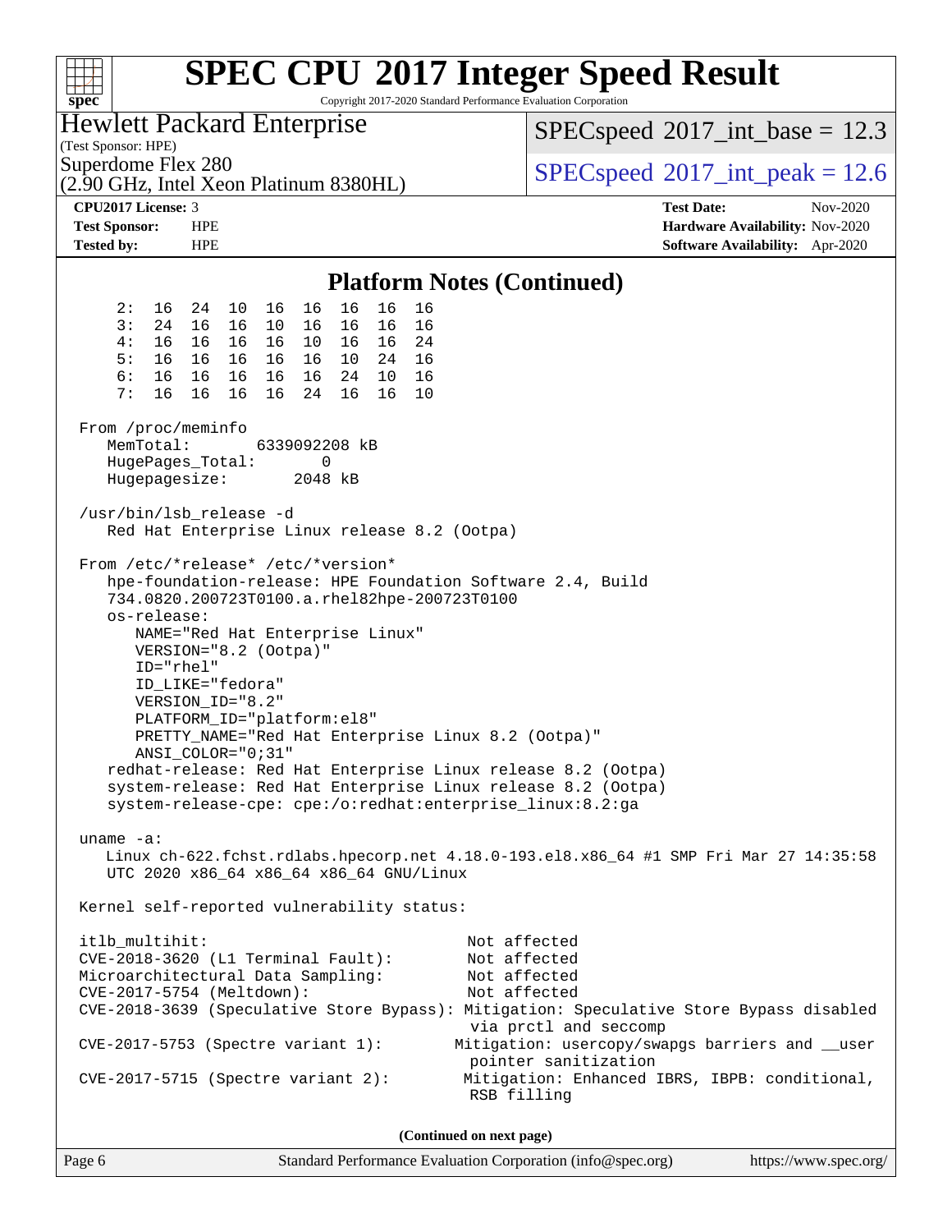## Platform Notes (Continued)

```
    2:  16  24  10  16  16  16  16  16
    3:  24  16  16  10  16  16  16  16
    4:  16  16  16  16  10  16  16  24
    5:  16  16  16  16  16  10  24  16
    6:  16  16  16  16  16  24  10  16
    7:  16  16  16  16  24  16  16  10

From /proc/meminfo
   MemTotal:       6339092208 kB
   HugePages_Total:       0
   Hugepagesize:       2048 kB

/usr/bin/lsb_release -d
   Red Hat Enterprise Linux release 8.2 (Ootpa)

From /etc/*release* /etc/*version*
   hpe-foundation-release: HPE Foundation Software 2.4, Build
   734.0820.200723T0100.a.rhel82hpe-200723T0100
   os-release:
      NAME="Red Hat Enterprise Linux"
      VERSION="8.2 (Ootpa)"
      ID="rhel"
      ID_LIKE="fedora"
      VERSION_ID="8.2"
      PLATFORM_ID="platform:el8"
      PRETTY_NAME="Red Hat Enterprise Linux 8.2 (Ootpa)"
      ANSI_COLOR="0;31"
   redhat-release: Red Hat Enterprise Linux release 8.2 (Ootpa)
   system-release: Red Hat Enterprise Linux release 8.2 (Ootpa)
   system-release-cpe: cpe:/o:redhat:enterprise_linux:8.2:ga

uname -a:
   Linux ch-622.fchst.rdlabs.hpecorp.net 4.18.0-193.el8.x86_64 #1 SMP Fri Mar 27 14:35:58
   UTC 2020 x86_64 x86_64 x86_64 GNU/Linux

Kernel self-reported vulnerability status:

itlb_multihit:                                    Not affected
CVE-2018-3620 (L1 Terminal Fault):                Not affected
Microarchitectural Data Sampling:                 Not affected
CVE-2017-5754 (Meltdown):                         Not affected
CVE-2018-3639 (Speculative Store Bypass): Mitigation: Speculative Store Bypass disabled
                                                  via prctl and seccomp
CVE-2017-5753 (Spectre variant 1):              Mitigation: usercopy/swapgs barriers and __user
                                                  pointer sanitization
CVE-2017-5715 (Spectre variant 2):               Mitigation: Enhanced IBRS, IBPB: conditional,
                                                  RSB filling
```

**(Continued on next page)**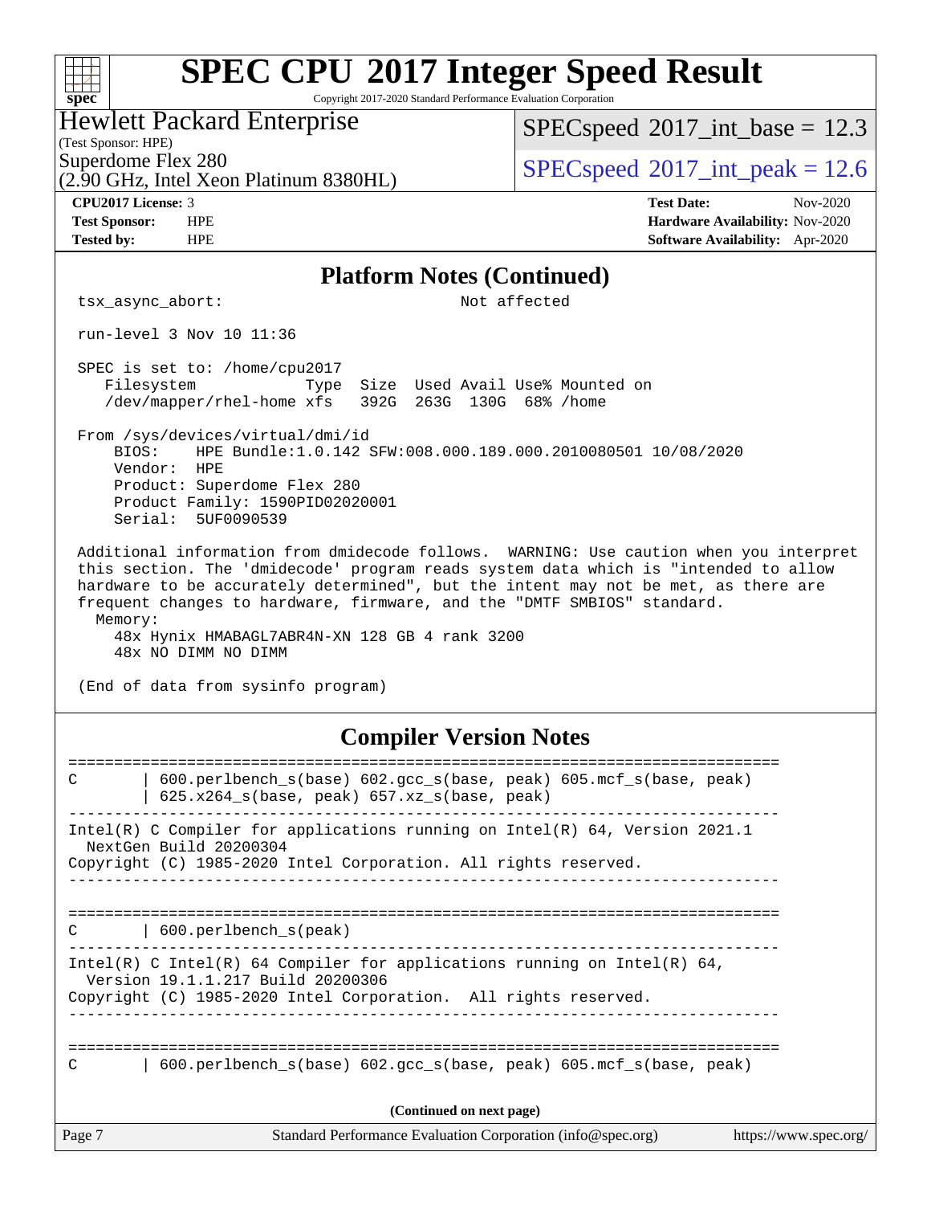# SPEC CPU 2017 Integer Speed Result

Copyright 2017-2020 Standard Performance Evaluation Corporation

**Hewlett Packard Enterprise**
(Test Sponsor: HPE)
Superdome Flex 280
(2.90 GHz, Intel Xeon Platinum 8380HL)

SPECspeed 2017_int_base = 12.3

SPECspeed 2017_int_peak = 12.6

| | | | |
|---|---|---|---|
| **CPU2017 License:** | 3 | **Test Date:** | Nov-2020 |
| **Test Sponsor:** | HPE | **Hardware Availability:** | Nov-2020 |
| **Tested by:** | HPE | **Software Availability:** | Apr-2020 |

## Platform Notes (Continued)

```
tsx_async_abort:                                 Not affected

run-level 3 Nov 10 11:36

SPEC is set to: /home/cpu2017
   Filesystem            Type  Size  Used Avail Use% Mounted on
   /dev/mapper/rhel-home xfs   392G  263G  130G  68% /home

From /sys/devices/virtual/dmi/id
    BIOS:    HPE Bundle:1.0.142 SFW:008.000.189.000.2010080501 10/08/2020
    Vendor:  HPE
    Product: Superdome Flex 280
    Product Family: 1590PID02020001
    Serial:  5UF0090539

Additional information from dmidecode follows.  WARNING: Use caution when you interpret
this section. The 'dmidecode' program reads system data which is "intended to allow
hardware to be accurately determined", but the intent may not be met, as there are
frequent changes to hardware, firmware, and the "DMTF SMBIOS" standard.
  Memory:
    48x Hynix HMABAGL7ABR4N-XN 128 GB 4 rank 3200
    48x NO DIMM NO DIMM

(End of data from sysinfo program)
```

## Compiler Version Notes

```
==============================================================================
C       | 600.perlbench_s(base) 602.gcc_s(base, peak) 605.mcf_s(base, peak)
        | 625.x264_s(base, peak) 657.xz_s(base, peak)
------------------------------------------------------------------------------
Intel(R) C Compiler for applications running on Intel(R) 64, Version 2021.1
  NextGen Build 20200304
Copyright (C) 1985-2020 Intel Corporation. All rights reserved.
------------------------------------------------------------------------------

==============================================================================
C       | 600.perlbench_s(peak)
------------------------------------------------------------------------------
Intel(R) C Intel(R) 64 Compiler for applications running on Intel(R) 64,
  Version 19.1.1.217 Build 20200306
Copyright (C) 1985-2020 Intel Corporation.  All rights reserved.
------------------------------------------------------------------------------

==============================================================================
C       | 600.perlbench_s(base) 602.gcc_s(base, peak) 605.mcf_s(base, peak)
```

(Continued on next page)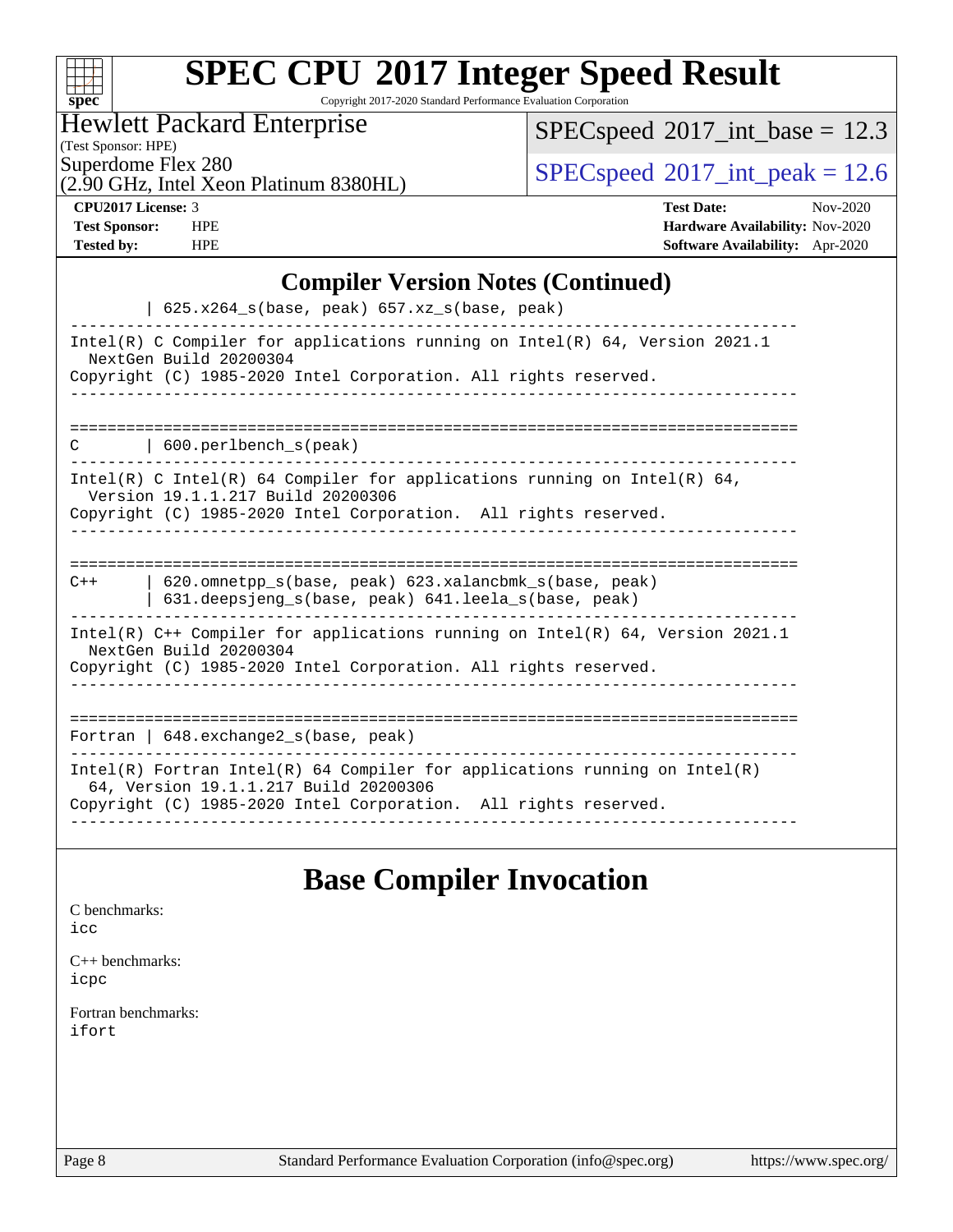## Compiler Version Notes (Continued)

```
         | 625.x264_s(base, peak) 657.xz_s(base, peak)
------------------------------------------------------------------------------
Intel(R) C Compiler for applications running on Intel(R) 64, Version 2021.1
  NextGen Build 20200304
Copyright (C) 1985-2020 Intel Corporation. All rights reserved.
------------------------------------------------------------------------------

==============================================================================
C        | 600.perlbench_s(peak)
------------------------------------------------------------------------------
Intel(R) C Intel(R) 64 Compiler for applications running on Intel(R) 64,
  Version 19.1.1.217 Build 20200306
Copyright (C) 1985-2020 Intel Corporation.  All rights reserved.
------------------------------------------------------------------------------

==============================================================================
C++      | 620.omnetpp_s(base, peak) 623.xalancbmk_s(base, peak)
         | 631.deepsjeng_s(base, peak) 641.leela_s(base, peak)
------------------------------------------------------------------------------
Intel(R) C++ Compiler for applications running on Intel(R) 64, Version 2021.1
  NextGen Build 20200304
Copyright (C) 1985-2020 Intel Corporation. All rights reserved.
------------------------------------------------------------------------------

==============================================================================
Fortran | 648.exchange2_s(base, peak)
------------------------------------------------------------------------------
Intel(R) Fortran Intel(R) 64 Compiler for applications running on Intel(R)
  64, Version 19.1.1.217 Build 20200306
Copyright (C) 1985-2020 Intel Corporation.  All rights reserved.
------------------------------------------------------------------------------
```

## Base Compiler Invocation

C benchmarks:
`icc`

C++ benchmarks:
`icpc`

Fortran benchmarks:
`ifort`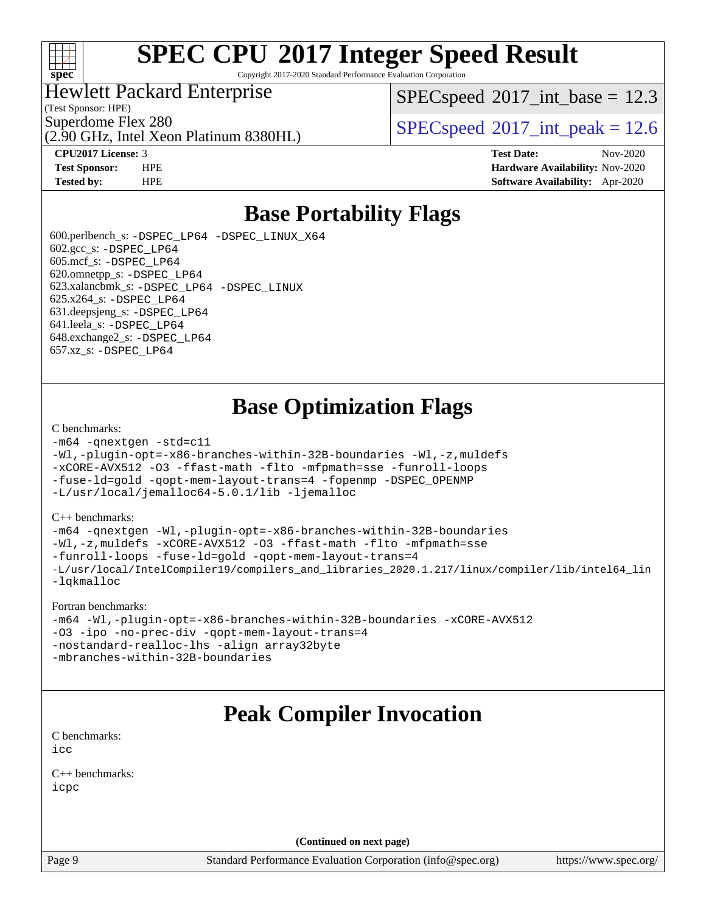# SPEC CPU 2017 Integer Speed Result

Copyright 2017-2020 Standard Performance Evaluation Corporation

Hewlett Packard Enterprise
(Test Sponsor: HPE)
Superdome Flex 280
(2.90 GHz, Intel Xeon Platinum 8380HL)

SPECspeed 2017_int_base = 12.3

SPECspeed 2017_int_peak = 12.6

**CPU2017 License:** 3
**Test Sponsor:** HPE
**Tested by:** HPE

**Test Date:** Nov-2020
**Hardware Availability:** Nov-2020
**Software Availability:** Apr-2020

## Base Portability Flags

600.perlbench_s: -DSPEC_LP64 -DSPEC_LINUX_X64
602.gcc_s: -DSPEC_LP64
605.mcf_s: -DSPEC_LP64
620.omnetpp_s: -DSPEC_LP64
623.xalancbmk_s: -DSPEC_LP64 -DSPEC_LINUX
625.x264_s: -DSPEC_LP64
631.deepsjeng_s: -DSPEC_LP64
641.leela_s: -DSPEC_LP64
648.exchange2_s: -DSPEC_LP64
657.xz_s: -DSPEC_LP64

## Base Optimization Flags

C benchmarks:

```
-m64 -qnextgen -std=c11
-Wl,-plugin-opt=-x86-branches-within-32B-boundaries -Wl,-z,muldefs
-xCORE-AVX512 -O3 -ffast-math -flto -mfpmath=sse -funroll-loops
-fuse-ld=gold -qopt-mem-layout-trans=4 -fopenmp -DSPEC_OPENMP
-L/usr/local/jemalloc64-5.0.1/lib -ljemalloc
```

C++ benchmarks:

```
-m64 -qnextgen -Wl,-plugin-opt=-x86-branches-within-32B-boundaries
-Wl,-z,muldefs -xCORE-AVX512 -O3 -ffast-math -flto -mfpmath=sse
-funroll-loops -fuse-ld=gold -qopt-mem-layout-trans=4
-L/usr/local/IntelCompiler19/compilers_and_libraries_2020.1.217/linux/compiler/lib/intel64_lin
-lqkmalloc
```

Fortran benchmarks:

```
-m64 -Wl,-plugin-opt=-x86-branches-within-32B-boundaries -xCORE-AVX512
-O3 -ipo -no-prec-div -qopt-mem-layout-trans=4
-nostandard-realloc-lhs -align array32byte
-mbranches-within-32B-boundaries
```

## Peak Compiler Invocation

C benchmarks:

```
icc
```

C++ benchmarks:

```
icpc
```

**(Continued on next page)**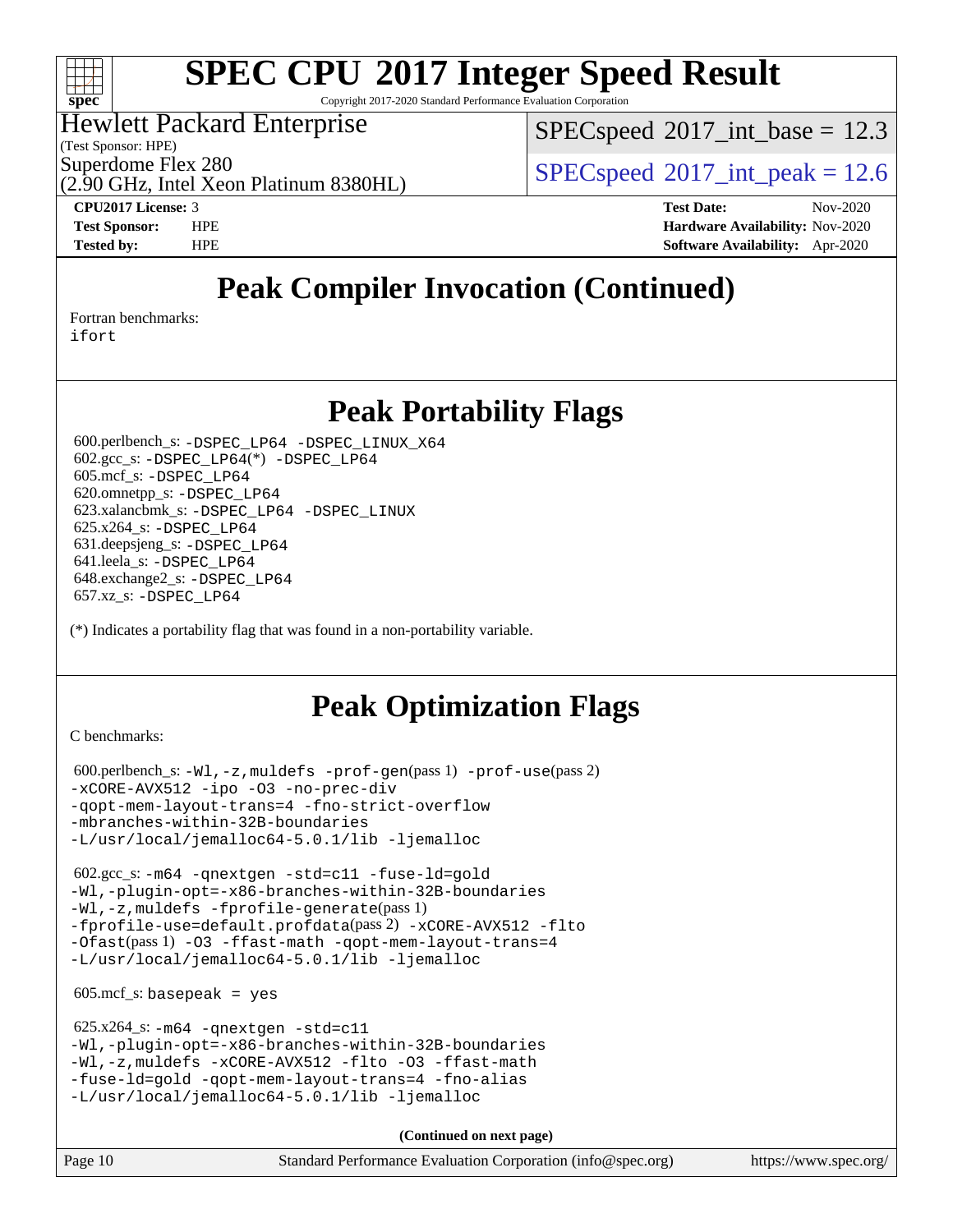# SPEC CPU 2017 Integer Speed Result

Copyright 2017-2020 Standard Performance Evaluation Corporation

Hewlett Packard Enterprise
(Test Sponsor: HPE)
Superdome Flex 280
(2.90 GHz, Intel Xeon Platinum 8380HL)

SPECspeed 2017_int_base = 12.3
SPECspeed 2017_int_peak = 12.6

**CPU2017 License:** 3
**Test Sponsor:** HPE
**Tested by:** HPE

**Test Date:** Nov-2020
**Hardware Availability:** Nov-2020
**Software Availability:** Apr-2020

## Peak Compiler Invocation (Continued)

Fortran benchmarks:
ifort

## Peak Portability Flags

600.perlbench_s: -DSPEC_LP64 -DSPEC_LINUX_X64
602.gcc_s: -DSPEC_LP64(*) -DSPEC_LP64
605.mcf_s: -DSPEC_LP64
620.omnetpp_s: -DSPEC_LP64
623.xalancbmk_s: -DSPEC_LP64 -DSPEC_LINUX
625.x264_s: -DSPEC_LP64
631.deepsjeng_s: -DSPEC_LP64
641.leela_s: -DSPEC_LP64
648.exchange2_s: -DSPEC_LP64
657.xz_s: -DSPEC_LP64

(*) Indicates a portability flag that was found in a non-portability variable.

## Peak Optimization Flags

C benchmarks:

600.perlbench_s: -Wl,-z,muldefs -prof-gen(pass 1) -prof-use(pass 2) -xCORE-AVX512 -ipo -O3 -no-prec-div -qopt-mem-layout-trans=4 -fno-strict-overflow -mbranches-within-32B-boundaries -L/usr/local/jemalloc64-5.0.1/lib -ljemalloc

602.gcc_s: -m64 -qnextgen -std=c11 -fuse-ld=gold -Wl,-plugin-opt=-x86-branches-within-32B-boundaries -Wl,-z,muldefs -fprofile-generate(pass 1) -fprofile-use=default.profdata(pass 2) -xCORE-AVX512 -flto -Ofast(pass 1) -O3 -ffast-math -qopt-mem-layout-trans=4 -L/usr/local/jemalloc64-5.0.1/lib -ljemalloc

605.mcf_s: basepeak = yes

625.x264_s: -m64 -qnextgen -std=c11 -Wl,-plugin-opt=-x86-branches-within-32B-boundaries -Wl,-z,muldefs -xCORE-AVX512 -flto -O3 -ffast-math -fuse-ld=gold -qopt-mem-layout-trans=4 -fno-alias -L/usr/local/jemalloc64-5.0.1/lib -ljemalloc

**(Continued on next page)**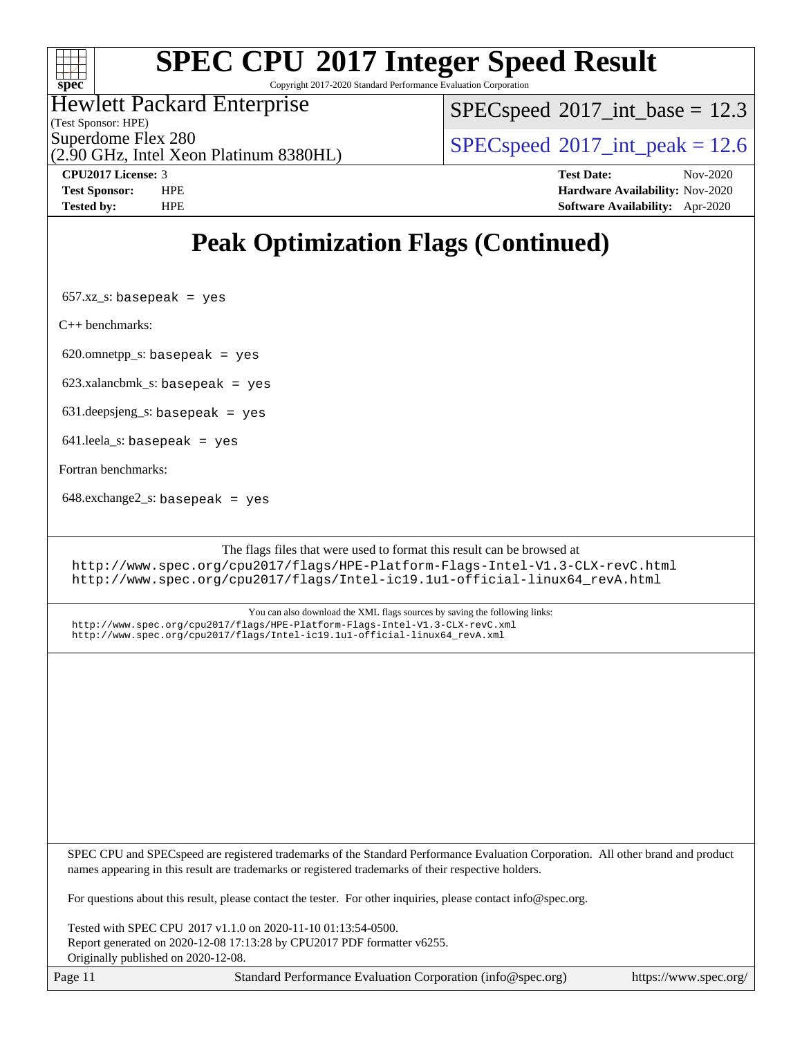# SPEC CPU 2017 Integer Speed Result

Copyright 2017-2020 Standard Performance Evaluation Corporation

**Hewlett Packard Enterprise**
(Test Sponsor: HPE)
Superdome Flex 280
(2.90 GHz, Intel Xeon Platinum 8380HL)

SPECspeed 2017_int_base = 12.3
SPECspeed 2017_int_peak = 12.6

**CPU2017 License:** 3
**Test Sponsor:** HPE
**Tested by:** HPE

**Test Date:** Nov-2020
**Hardware Availability:** Nov-2020
**Software Availability:** Apr-2020

## Peak Optimization Flags (Continued)

657.xz_s: `basepeak = yes`

C++ benchmarks:

620.omnetpp_s: `basepeak = yes`

623.xalancbmk_s: `basepeak = yes`

631.deepsjeng_s: `basepeak = yes`

641.leela_s: `basepeak = yes`

Fortran benchmarks:

648.exchange2_s: `basepeak = yes`

The flags files that were used to format this result can be browsed at
http://www.spec.org/cpu2017/flags/HPE-Platform-Flags-Intel-V1.3-CLX-revC.html
http://www.spec.org/cpu2017/flags/Intel-ic19.1u1-official-linux64_revA.html

You can also download the XML flags sources by saving the following links:
http://www.spec.org/cpu2017/flags/HPE-Platform-Flags-Intel-V1.3-CLX-revC.xml
http://www.spec.org/cpu2017/flags/Intel-ic19.1u1-official-linux64_revA.xml

SPEC CPU and SPECspeed are registered trademarks of the Standard Performance Evaluation Corporation. All other brand and product names appearing in this result are trademarks or registered trademarks of their respective holders.

For questions about this result, please contact the tester. For other inquiries, please contact info@spec.org.

Tested with SPEC CPU 2017 v1.1.0 on 2020-11-10 01:13:54-0500.
Report generated on 2020-12-08 17:13:28 by CPU2017 PDF formatter v6255.
Originally published on 2020-12-08.